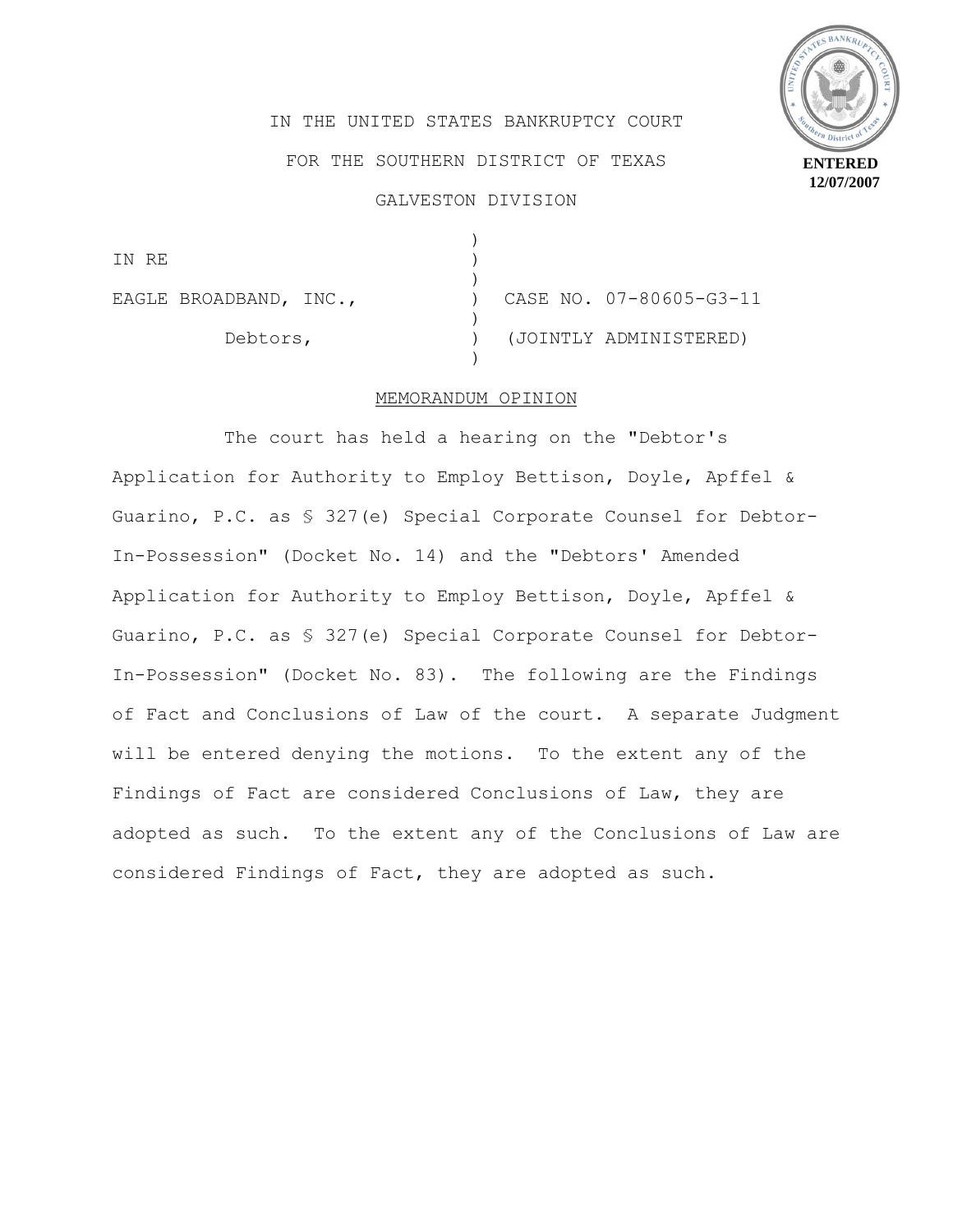ENTERED
12/07/2007

IN THE UNITED STATES BANKRUPTCY COURT

FOR THE SOUTHERN DISTRICT OF TEXAS

GALVESTON DIVISION

| | | |
|---|---|---|
| IN RE | ) | |
| EAGLE BROADBAND, INC., | ) | CASE NO. 07-80605-G3-11 |
| Debtors, | ) | (JOINTLY ADMINISTERED) |

MEMORANDUM OPINION

The court has held a hearing on the "Debtor's Application for Authority to Employ Bettison, Doyle, Apffel & Guarino, P.C. as § 327(e) Special Corporate Counsel for Debtor-In-Possession" (Docket No. 14) and the "Debtors' Amended Application for Authority to Employ Bettison, Doyle, Apffel & Guarino, P.C. as § 327(e) Special Corporate Counsel for Debtor-In-Possession" (Docket No. 83). The following are the Findings of Fact and Conclusions of Law of the court. A separate Judgment will be entered denying the motions. To the extent any of the Findings of Fact are considered Conclusions of Law, they are adopted as such. To the extent any of the Conclusions of Law are considered Findings of Fact, they are adopted as such.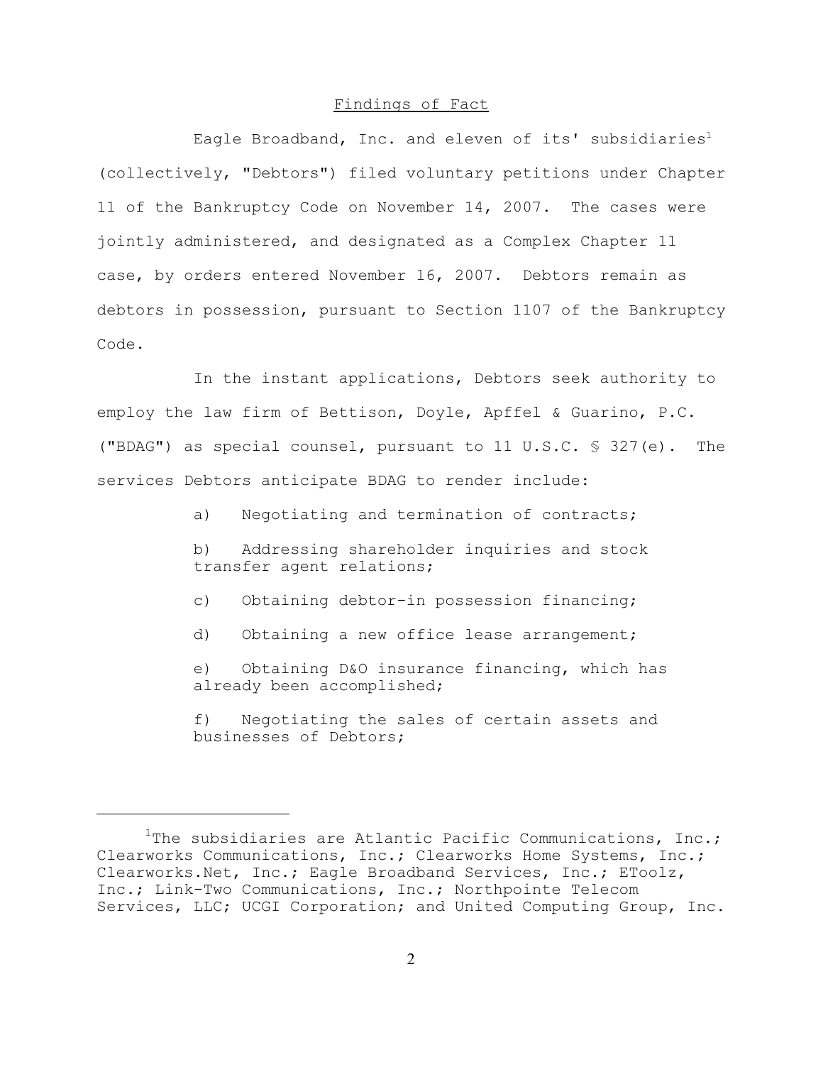## Findings of Fact

Eagle Broadband, Inc. and eleven of its' subsidiaries[1] (collectively, "Debtors") filed voluntary petitions under Chapter 11 of the Bankruptcy Code on November 14, 2007. The cases were jointly administered, and designated as a Complex Chapter 11 case, by orders entered November 16, 2007. Debtors remain as debtors in possession, pursuant to Section 1107 of the Bankruptcy Code.

In the instant applications, Debtors seek authority to employ the law firm of Bettison, Doyle, Apffel & Guarino, P.C. ("BDAG") as special counsel, pursuant to 11 U.S.C. § 327(e). The services Debtors anticipate BDAG to render include:

a) Negotiating and termination of contracts;

b) Addressing shareholder inquiries and stock transfer agent relations;

c) Obtaining debtor-in possession financing;

d) Obtaining a new office lease arrangement;

e) Obtaining D&O insurance financing, which has already been accomplished;

f) Negotiating the sales of certain assets and businesses of Debtors;

---

[1] The subsidiaries are Atlantic Pacific Communications, Inc.; Clearworks Communications, Inc.; Clearworks Home Systems, Inc.; Clearworks.Net, Inc.; Eagle Broadband Services, Inc.; EToolz, Inc.; Link-Two Communications, Inc.; Northpointe Telecom Services, LLC; UCGI Corporation; and United Computing Group, Inc.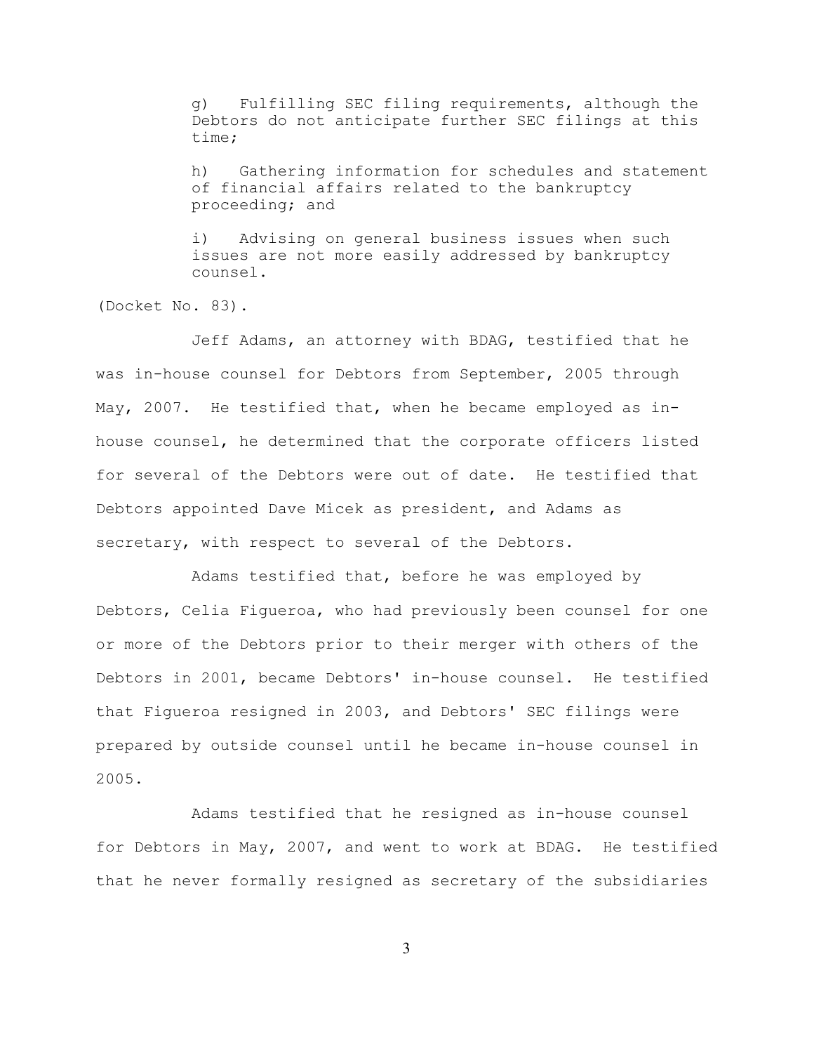g) Fulfilling SEC filing requirements, although the Debtors do not anticipate further SEC filings at this time;

h) Gathering information for schedules and statement of financial affairs related to the bankruptcy proceeding; and

i) Advising on general business issues when such issues are not more easily addressed by bankruptcy counsel.

(Docket No. 83).

Jeff Adams, an attorney with BDAG, testified that he was in-house counsel for Debtors from September, 2005 through May, 2007. He testified that, when he became employed as in-house counsel, he determined that the corporate officers listed for several of the Debtors were out of date. He testified that Debtors appointed Dave Micek as president, and Adams as secretary, with respect to several of the Debtors.

Adams testified that, before he was employed by Debtors, Celia Figueroa, who had previously been counsel for one or more of the Debtors prior to their merger with others of the Debtors in 2001, became Debtors' in-house counsel. He testified that Figueroa resigned in 2003, and Debtors' SEC filings were prepared by outside counsel until he became in-house counsel in 2005.

Adams testified that he resigned as in-house counsel for Debtors in May, 2007, and went to work at BDAG. He testified that he never formally resigned as secretary of the subsidiaries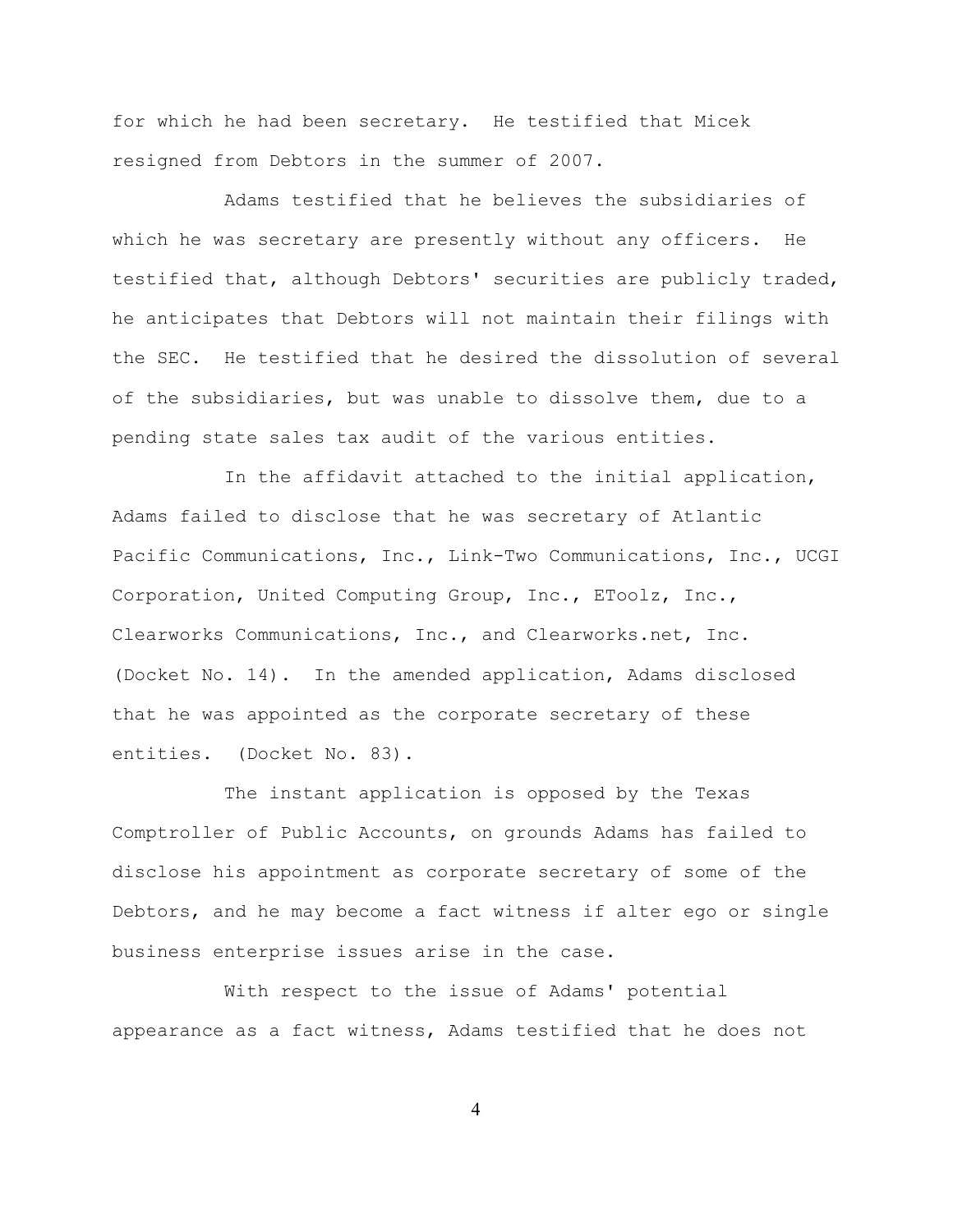for which he had been secretary. He testified that Micek resigned from Debtors in the summer of 2007.

Adams testified that he believes the subsidiaries of which he was secretary are presently without any officers. He testified that, although Debtors' securities are publicly traded, he anticipates that Debtors will not maintain their filings with the SEC. He testified that he desired the dissolution of several of the subsidiaries, but was unable to dissolve them, due to a pending state sales tax audit of the various entities.

In the affidavit attached to the initial application, Adams failed to disclose that he was secretary of Atlantic Pacific Communications, Inc., Link-Two Communications, Inc., UCGI Corporation, United Computing Group, Inc., EToolz, Inc., Clearworks Communications, Inc., and Clearworks.net, Inc. (Docket No. 14). In the amended application, Adams disclosed that he was appointed as the corporate secretary of these entities. (Docket No. 83).

The instant application is opposed by the Texas Comptroller of Public Accounts, on grounds Adams has failed to disclose his appointment as corporate secretary of some of the Debtors, and he may become a fact witness if alter ego or single business enterprise issues arise in the case.

With respect to the issue of Adams' potential appearance as a fact witness, Adams testified that he does not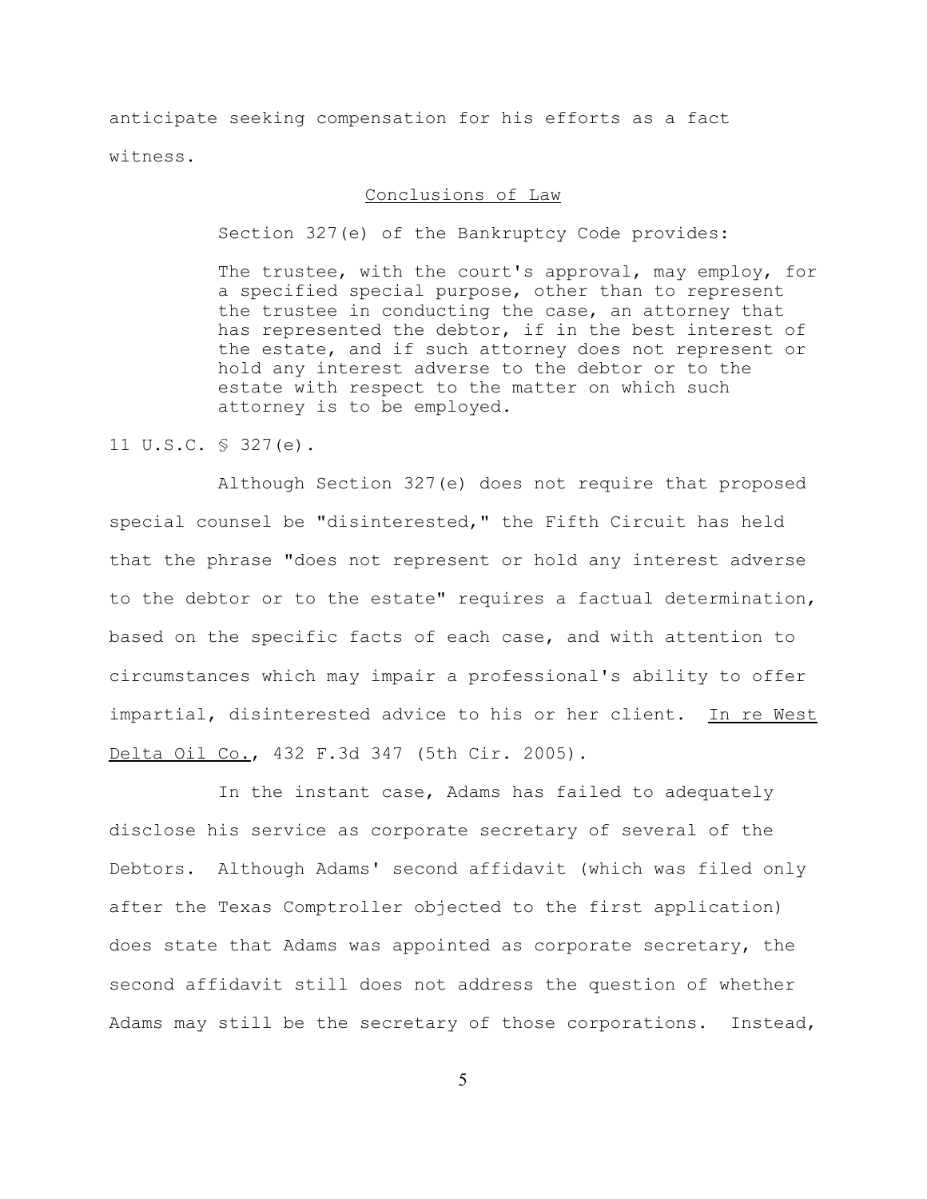anticipate seeking compensation for his efforts as a fact witness.

## Conclusions of Law

Section 327(e) of the Bankruptcy Code provides:

> The trustee, with the court's approval, may employ, for a specified special purpose, other than to represent the trustee in conducting the case, an attorney that has represented the debtor, if in the best interest of the estate, and if such attorney does not represent or hold any interest adverse to the debtor or to the estate with respect to the matter on which such attorney is to be employed.

11 U.S.C. § 327(e).

Although Section 327(e) does not require that proposed special counsel be "disinterested," the Fifth Circuit has held that the phrase "does not represent or hold any interest adverse to the debtor or to the estate" requires a factual determination, based on the specific facts of each case, and with attention to circumstances which may impair a professional's ability to offer impartial, disinterested advice to his or her client. In re West Delta Oil Co., 432 F.3d 347 (5th Cir. 2005).

In the instant case, Adams has failed to adequately disclose his service as corporate secretary of several of the Debtors. Although Adams' second affidavit (which was filed only after the Texas Comptroller objected to the first application) does state that Adams was appointed as corporate secretary, the second affidavit still does not address the question of whether Adams may still be the secretary of those corporations. Instead,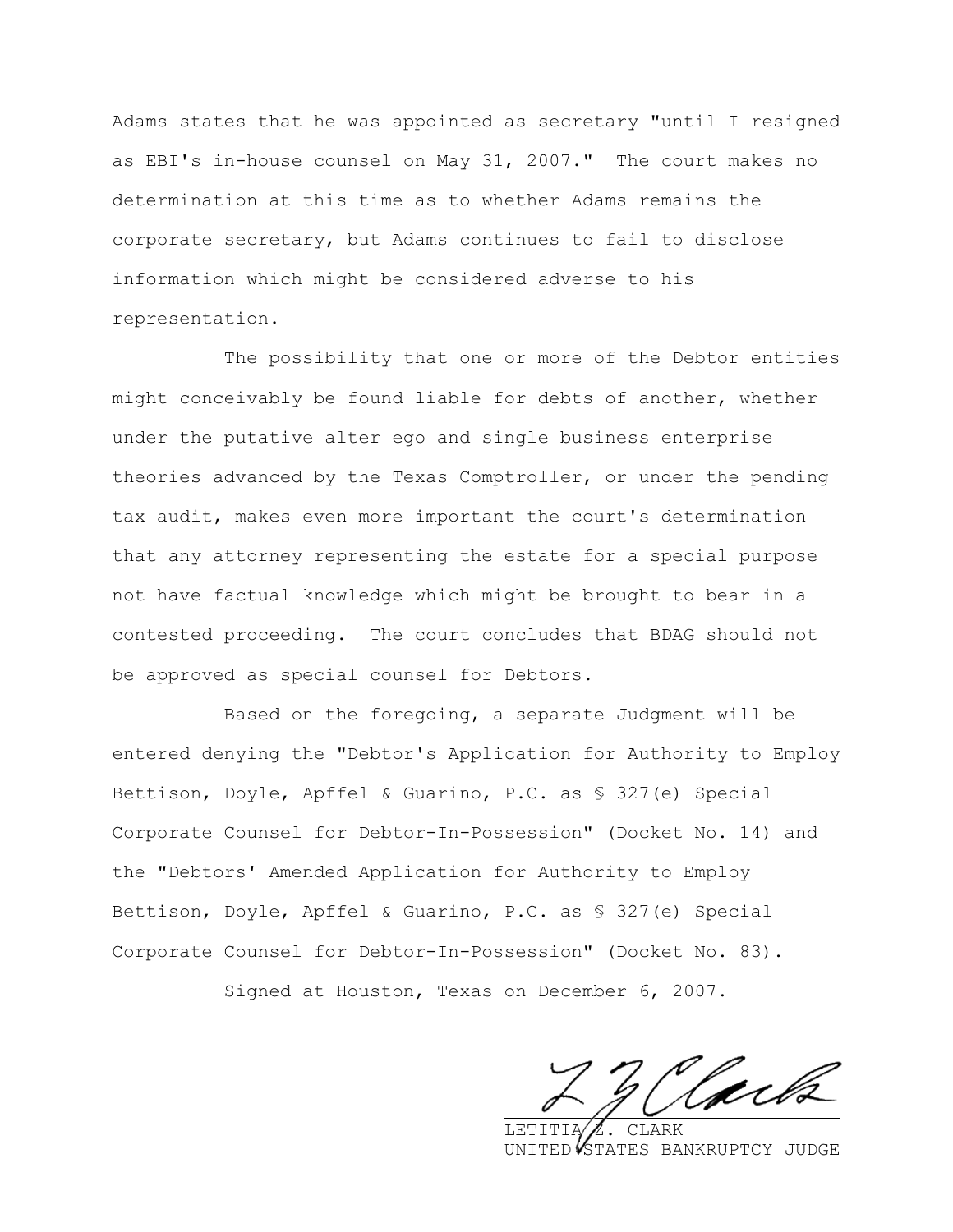Adams states that he was appointed as secretary "until I resigned as EBI's in-house counsel on May 31, 2007." The court makes no determination at this time as to whether Adams remains the corporate secretary, but Adams continues to fail to disclose information which might be considered adverse to his representation.

The possibility that one or more of the Debtor entities might conceivably be found liable for debts of another, whether under the putative alter ego and single business enterprise theories advanced by the Texas Comptroller, or under the pending tax audit, makes even more important the court's determination that any attorney representing the estate for a special purpose not have factual knowledge which might be brought to bear in a contested proceeding. The court concludes that BDAG should not be approved as special counsel for Debtors.

Based on the foregoing, a separate Judgment will be entered denying the "Debtor's Application for Authority to Employ Bettison, Doyle, Apffel & Guarino, P.C. as § 327(e) Special Corporate Counsel for Debtor-In-Possession" (Docket No. 14) and the "Debtors' Amended Application for Authority to Employ Bettison, Doyle, Apffel & Guarino, P.C. as § 327(e) Special Corporate Counsel for Debtor-In-Possession" (Docket No. 83).

Signed at Houston, Texas on December 6, 2007.

LETITIA Z. CLARK
UNITED STATES BANKRUPTCY JUDGE